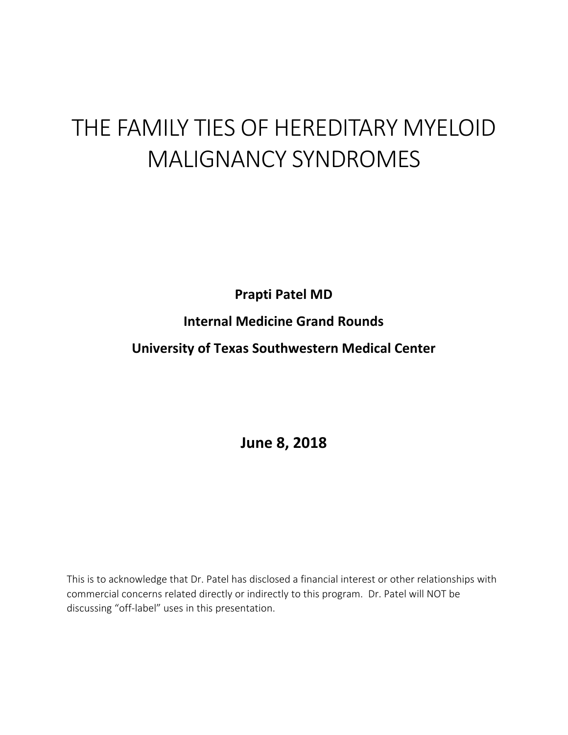# THE FAMILY TIES OF HEREDITARY MYELOID MALIGNANCY SYNDROMES

**Prapti Patel MD**

**Internal Medicine Grand Rounds**

**University of Texas Southwestern Medical Center**

**June 8, 2018**

This is to acknowledge that Dr. Patel has disclosed a financial interest or other relationships with commercial concerns related directly or indirectly to this program. Dr. Patel will NOT be discussing "off-label" uses in this presentation.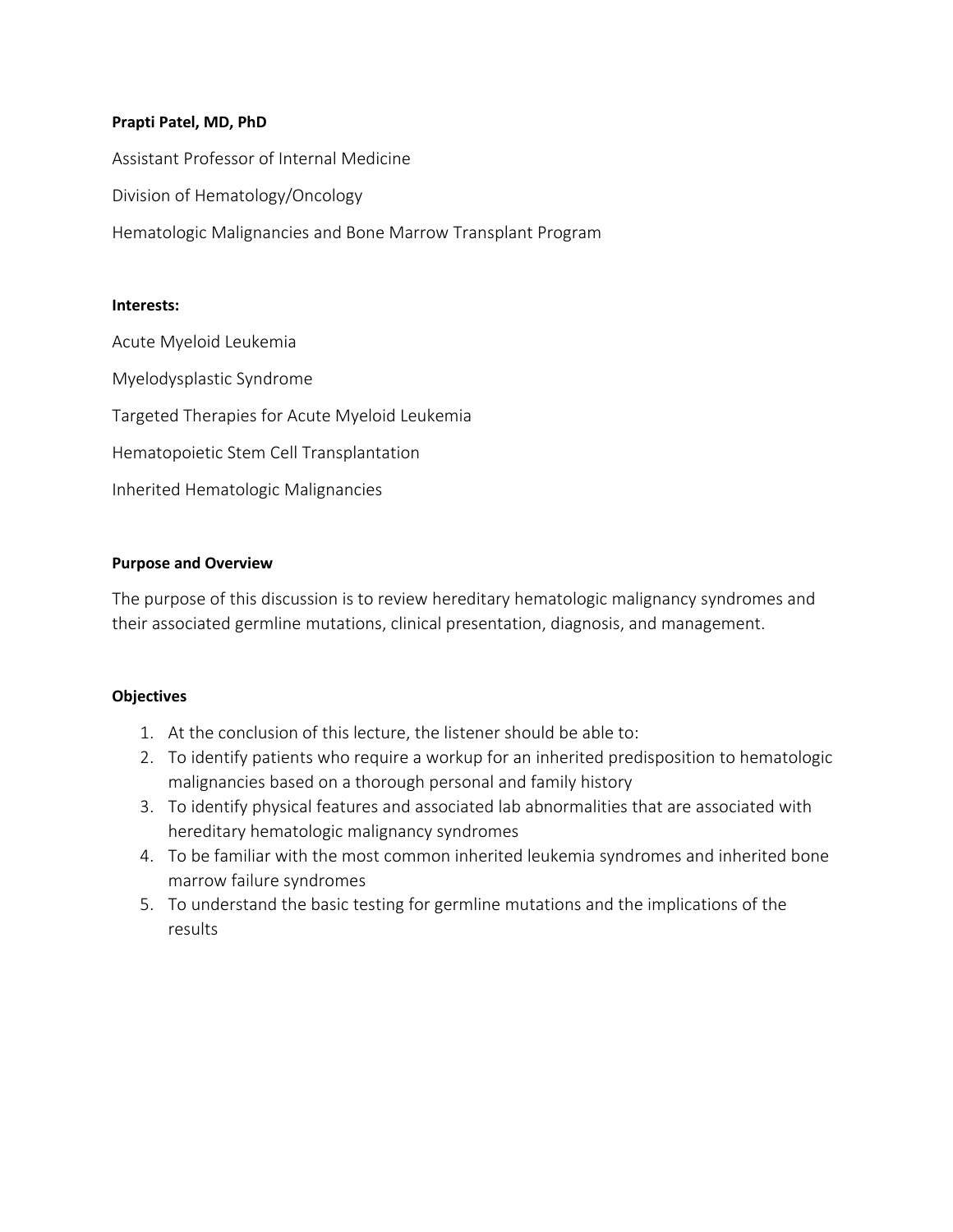**Prapti Patel, MD, PhD**

Assistant Professor of Internal Medicine

Division of Hematology/Oncology

Hematologic Malignancies and Bone Marrow Transplant Program

**Interests:**

Acute Myeloid Leukemia

Myelodysplastic Syndrome

Targeted Therapies for Acute Myeloid Leukemia

Hematopoietic Stem Cell Transplantation

Inherited Hematologic Malignancies

**Purpose and Overview**

The purpose of this discussion is to review hereditary hematologic malignancy syndromes and their associated germline mutations, clinical presentation, diagnosis, and management.

**Objectives**

1. At the conclusion of this lecture, the listener should be able to:
2. To identify patients who require a workup for an inherited predisposition to hematologic malignancies based on a thorough personal and family history
3. To identify physical features and associated lab abnormalities that are associated with hereditary hematologic malignancy syndromes
4. To be familiar with the most common inherited leukemia syndromes and inherited bone marrow failure syndromes
5. To understand the basic testing for germline mutations and the implications of the results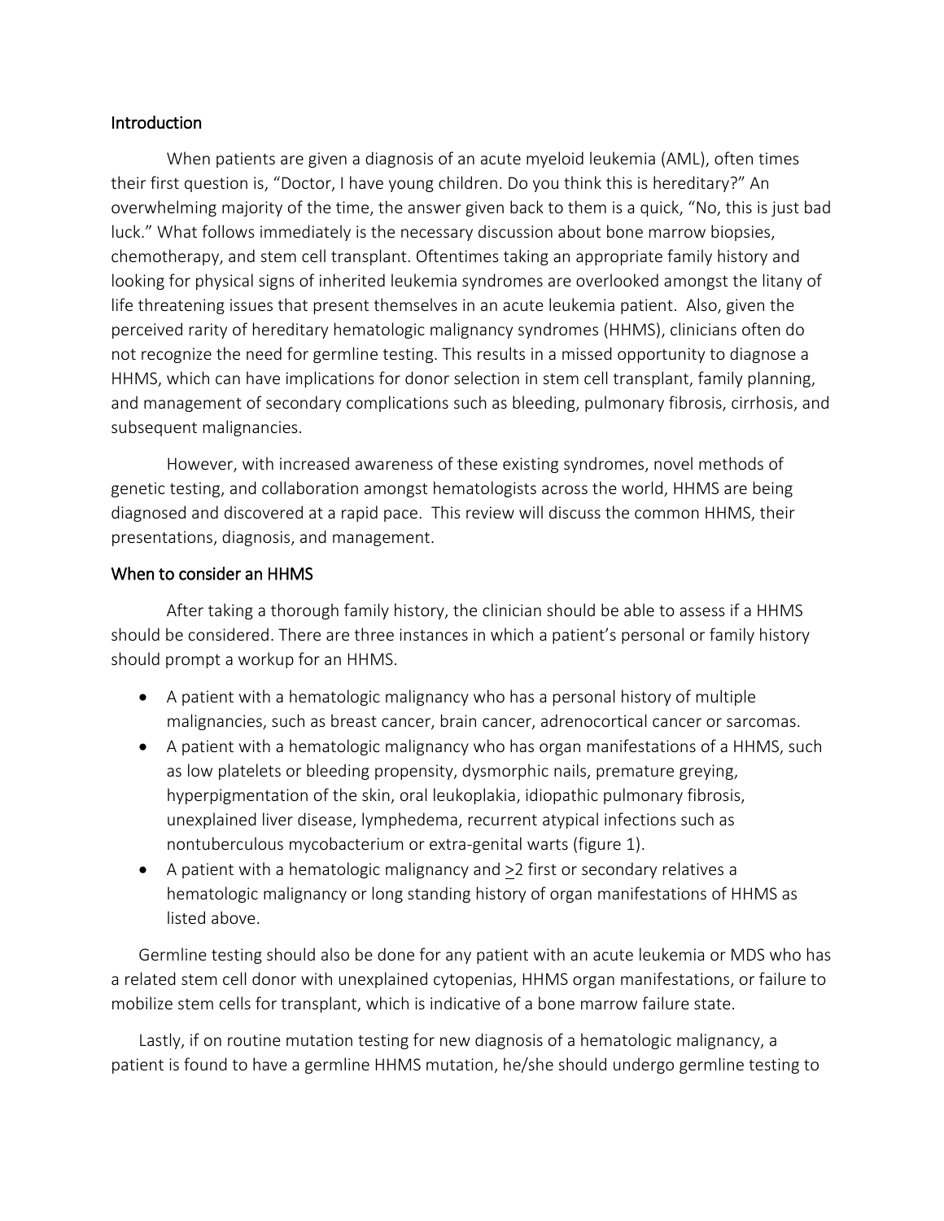## Introduction

When patients are given a diagnosis of an acute myeloid leukemia (AML), often times their first question is, "Doctor, I have young children. Do you think this is hereditary?" An overwhelming majority of the time, the answer given back to them is a quick, "No, this is just bad luck." What follows immediately is the necessary discussion about bone marrow biopsies, chemotherapy, and stem cell transplant. Oftentimes taking an appropriate family history and looking for physical signs of inherited leukemia syndromes are overlooked amongst the litany of life threatening issues that present themselves in an acute leukemia patient. Also, given the perceived rarity of hereditary hematologic malignancy syndromes (HHMS), clinicians often do not recognize the need for germline testing. This results in a missed opportunity to diagnose a HHMS, which can have implications for donor selection in stem cell transplant, family planning, and management of secondary complications such as bleeding, pulmonary fibrosis, cirrhosis, and subsequent malignancies.

However, with increased awareness of these existing syndromes, novel methods of genetic testing, and collaboration amongst hematologists across the world, HHMS are being diagnosed and discovered at a rapid pace. This review will discuss the common HHMS, their presentations, diagnosis, and management.

## When to consider an HHMS

After taking a thorough family history, the clinician should be able to assess if a HHMS should be considered. There are three instances in which a patient's personal or family history should prompt a workup for an HHMS.

- A patient with a hematologic malignancy who has a personal history of multiple malignancies, such as breast cancer, brain cancer, adrenocortical cancer or sarcomas.
- A patient with a hematologic malignancy who has organ manifestations of a HHMS, such as low platelets or bleeding propensity, dysmorphic nails, premature greying, hyperpigmentation of the skin, oral leukoplakia, idiopathic pulmonary fibrosis, unexplained liver disease, lymphedema, recurrent atypical infections such as nontuberculous mycobacterium or extra-genital warts (figure 1).
- A patient with a hematologic malignancy and ≥2 first or secondary relatives a hematologic malignancy or long standing history of organ manifestations of HHMS as listed above.

Germline testing should also be done for any patient with an acute leukemia or MDS who has a related stem cell donor with unexplained cytopenias, HHMS organ manifestations, or failure to mobilize stem cells for transplant, which is indicative of a bone marrow failure state.

Lastly, if on routine mutation testing for new diagnosis of a hematologic malignancy, a patient is found to have a germline HHMS mutation, he/she should undergo germline testing to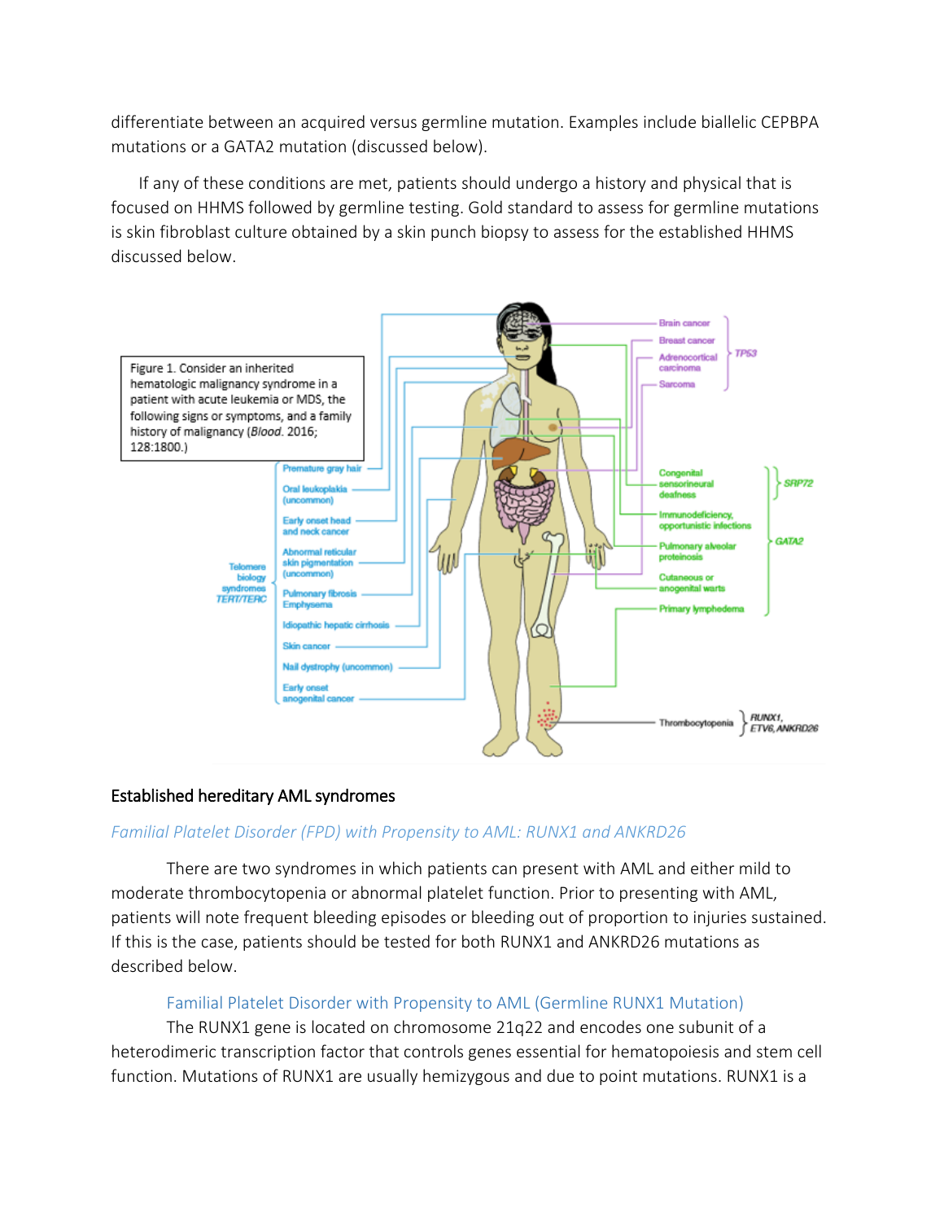differentiate between an acquired versus germline mutation. Examples include biallelic CEPBPA mutations or a GATA2 mutation (discussed below).

If any of these conditions are met, patients should undergo a history and physical that is focused on HHMS followed by germline testing. Gold standard to assess for germline mutations is skin fibroblast culture obtained by a skin punch biopsy to assess for the established HHMS discussed below.

Figure 1. Consider an inherited hematologic malignancy syndrome in a patient with acute leukemia or MDS, the following signs or symptoms, and a family history of malignancy (*Blood*. 2016; 128:1800.)

## Established hereditary AML syndromes

### *Familial Platelet Disorder (FPD) with Propensity to AML: RUNX1 and ANKRD26*

There are two syndromes in which patients can present with AML and either mild to moderate thrombocytopenia or abnormal platelet function. Prior to presenting with AML, patients will note frequent bleeding episodes or bleeding out of proportion to injuries sustained. If this is the case, patients should be tested for both RUNX1 and ANKRD26 mutations as described below.

#### Familial Platelet Disorder with Propensity to AML (Germline RUNX1 Mutation)

The RUNX1 gene is located on chromosome 21q22 and encodes one subunit of a heterodimeric transcription factor that controls genes essential for hematopoiesis and stem cell function. Mutations of RUNX1 are usually hemizygous and due to point mutations. RUNX1 is a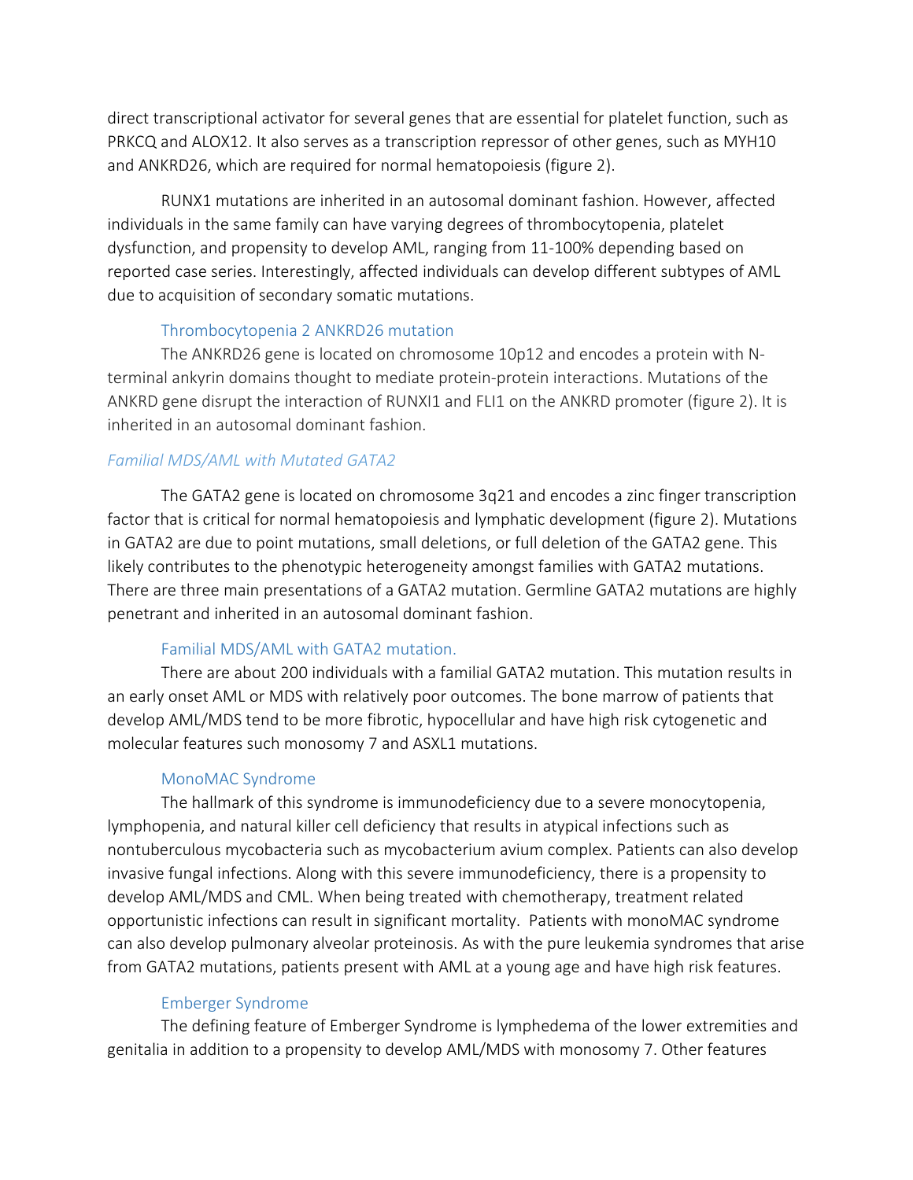direct transcriptional activator for several genes that are essential for platelet function, such as PRKCQ and ALOX12. It also serves as a transcription repressor of other genes, such as MYH10 and ANKRD26, which are required for normal hematopoiesis (figure 2).

RUNX1 mutations are inherited in an autosomal dominant fashion. However, affected individuals in the same family can have varying degrees of thrombocytopenia, platelet dysfunction, and propensity to develop AML, ranging from 11-100% depending based on reported case series. Interestingly, affected individuals can develop different subtypes of AML due to acquisition of secondary somatic mutations.

#### Thrombocytopenia 2 ANKRD26 mutation

The ANKRD26 gene is located on chromosome 10p12 and encodes a protein with N-terminal ankyrin domains thought to mediate protein-protein interactions. Mutations of the ANKRD gene disrupt the interaction of RUNXI1 and FLI1 on the ANKRD promoter (figure 2). It is inherited in an autosomal dominant fashion.

### *Familial MDS/AML with Mutated GATA2*

The GATA2 gene is located on chromosome 3q21 and encodes a zinc finger transcription factor that is critical for normal hematopoiesis and lymphatic development (figure 2). Mutations in GATA2 are due to point mutations, small deletions, or full deletion of the GATA2 gene. This likely contributes to the phenotypic heterogeneity amongst families with GATA2 mutations. There are three main presentations of a GATA2 mutation. Germline GATA2 mutations are highly penetrant and inherited in an autosomal dominant fashion.

#### Familial MDS/AML with GATA2 mutation.

There are about 200 individuals with a familial GATA2 mutation. This mutation results in an early onset AML or MDS with relatively poor outcomes. The bone marrow of patients that develop AML/MDS tend to be more fibrotic, hypocellular and have high risk cytogenetic and molecular features such monosomy 7 and ASXL1 mutations.

#### MonoMAC Syndrome

The hallmark of this syndrome is immunodeficiency due to a severe monocytopenia, lymphopenia, and natural killer cell deficiency that results in atypical infections such as nontuberculous mycobacteria such as mycobacterium avium complex. Patients can also develop invasive fungal infections. Along with this severe immunodeficiency, there is a propensity to develop AML/MDS and CML. When being treated with chemotherapy, treatment related opportunistic infections can result in significant mortality. Patients with monoMAC syndrome can also develop pulmonary alveolar proteinosis. As with the pure leukemia syndromes that arise from GATA2 mutations, patients present with AML at a young age and have high risk features.

#### Emberger Syndrome

The defining feature of Emberger Syndrome is lymphedema of the lower extremities and genitalia in addition to a propensity to develop AML/MDS with monosomy 7. Other features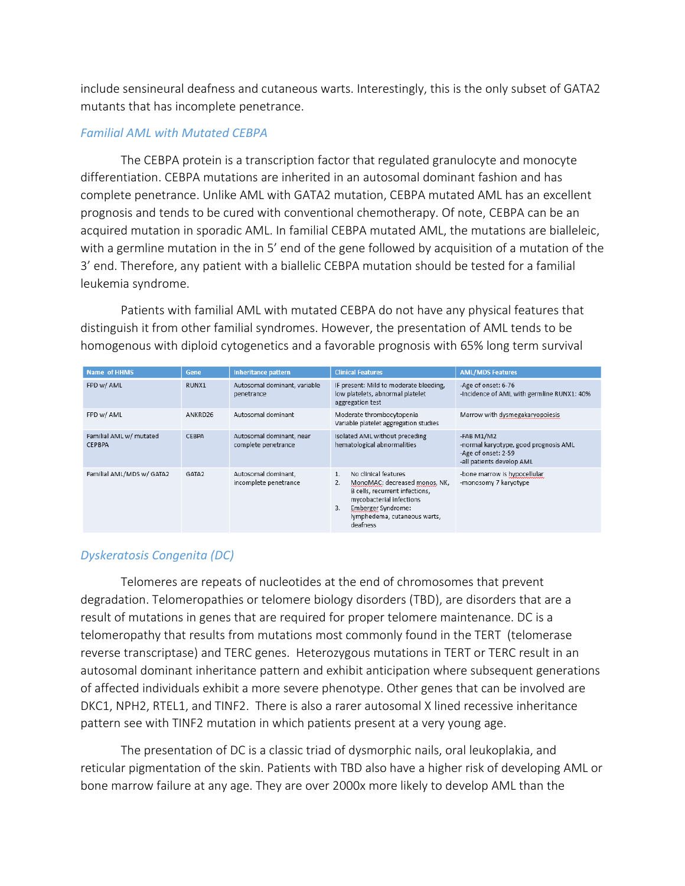include sensineural deafness and cutaneous warts. Interestingly, this is the only subset of GATA2 mutants that has incomplete penetrance.

### *Familial AML with Mutated CEBPA*

The CEBPA protein is a transcription factor that regulated granulocyte and monocyte differentiation. CEBPA mutations are inherited in an autosomal dominant fashion and has complete penetrance. Unlike AML with GATA2 mutation, CEBPA mutated AML has an excellent prognosis and tends to be cured with conventional chemotherapy. Of note, CEBPA can be an acquired mutation in sporadic AML. In familial CEBPA mutated AML, the mutations are bialleleic, with a germline mutation in the in 5' end of the gene followed by acquisition of a mutation of the 3' end. Therefore, any patient with a biallelic CEBPA mutation should be tested for a familial leukemia syndrome.

Patients with familial AML with mutated CEBPA do not have any physical features that distinguish it from other familial syndromes. However, the presentation of AML tends to be homogenous with diploid cytogenetics and a favorable prognosis with 65% long term survival

| Name of HHMS | Gene | Inheritance pattern | Clinical Features | AML/MDS Features |
|---|---|---|---|---|
| FPD w/ AML | RUNX1 | Autosomal dominant, variable penetrance | IF present: Mild to moderate bleeding, low platelets, abnormal platelet aggregation test | -Age of onset: 6-76<br>-Incidence of AML with germline RUNX1: 40% |
| FPD w/ AML | ANKRD26 | Autosomal dominant | Moderate thrombocytopenia<br>Variable platelet aggregation studies | Marrow with dysmegakaryopoiesis |
| Familial AML w/ mutated CEPBPA | CEBPA | Autosomal dominant, near complete penetrance | Isolated AML without preceding hematological abnormalities | -FAB M1/M2<br>-normal karyotype, good prognosis AML<br>-Age of onset: 2-59<br>-all patients develop AML |
| Familial AML/MDS w/ GATA2 | GATA2 | Autosomal dominant, incomplete penetrance | 1. No clinical features<br>2. MonoMAC: decreased monos, NK, B cells, recurrent infections, mycobacterial infections<br>3. Emberger Syndrome: lymphedema, cutaneous warts, deafness | -bone marrow is hypocellular<br>-monosomy 7 karyotype |

### *Dyskeratosis Congenita (DC)*

Telomeres are repeats of nucleotides at the end of chromosomes that prevent degradation. Telomeropathies or telomere biology disorders (TBD), are disorders that are a result of mutations in genes that are required for proper telomere maintenance. DC is a telomeropathy that results from mutations most commonly found in the TERT (telomerase reverse transcriptase) and TERC genes. Heterozygous mutations in TERT or TERC result in an autosomal dominant inheritance pattern and exhibit anticipation where subsequent generations of affected individuals exhibit a more severe phenotype. Other genes that can be involved are DKC1, NPH2, RTEL1, and TINF2. There is also a rarer autosomal X lined recessive inheritance pattern see with TINF2 mutation in which patients present at a very young age.

The presentation of DC is a classic triad of dysmorphic nails, oral leukoplakia, and reticular pigmentation of the skin. Patients with TBD also have a higher risk of developing AML or bone marrow failure at any age. They are over 2000x more likely to develop AML than the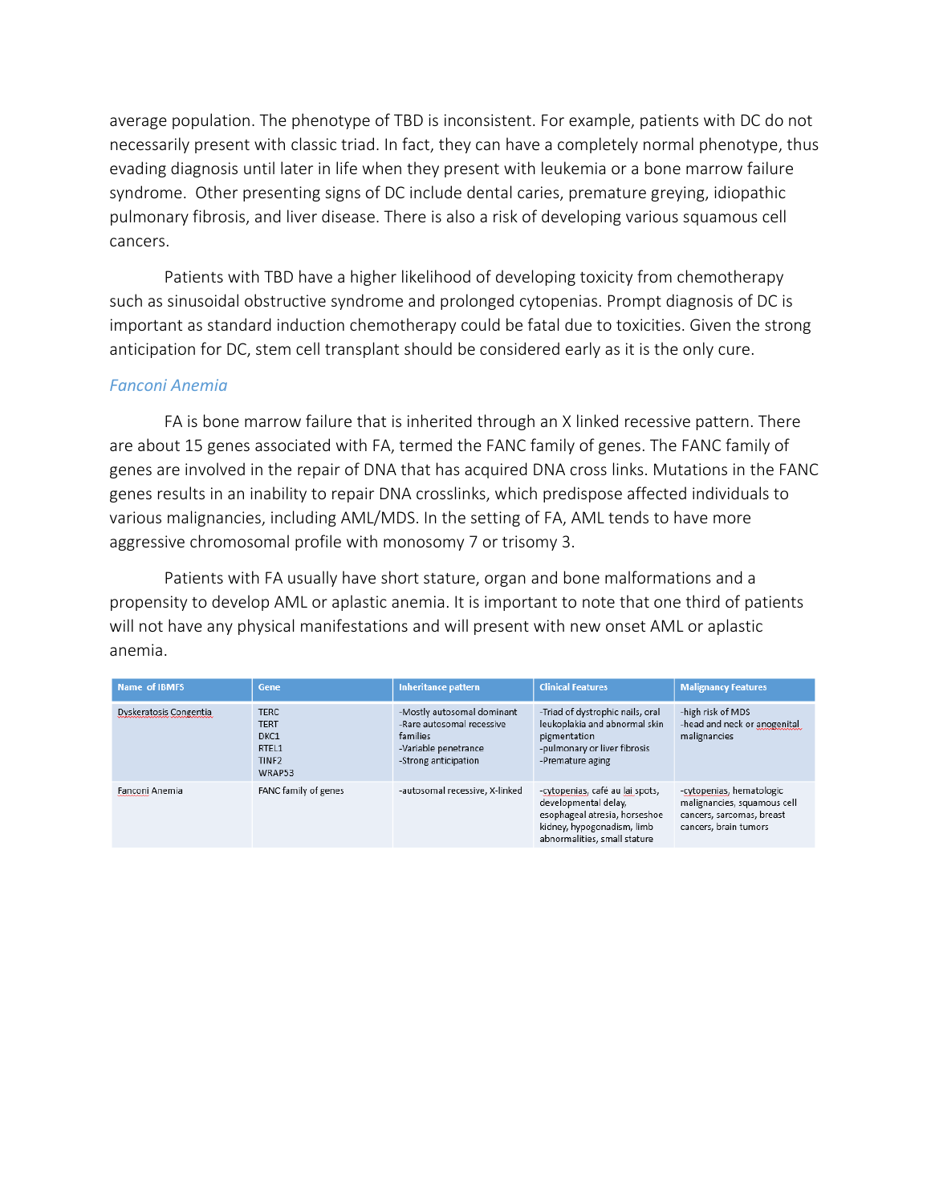average population. The phenotype of TBD is inconsistent. For example, patients with DC do not necessarily present with classic triad. In fact, they can have a completely normal phenotype, thus evading diagnosis until later in life when they present with leukemia or a bone marrow failure syndrome.  Other presenting signs of DC include dental caries, premature greying, idiopathic pulmonary fibrosis, and liver disease. There is also a risk of developing various squamous cell cancers.

Patients with TBD have a higher likelihood of developing toxicity from chemotherapy such as sinusoidal obstructive syndrome and prolonged cytopenias. Prompt diagnosis of DC is important as standard induction chemotherapy could be fatal due to toxicities. Given the strong anticipation for DC, stem cell transplant should be considered early as it is the only cure.

### *Fanconi Anemia*

FA is bone marrow failure that is inherited through an X linked recessive pattern. There are about 15 genes associated with FA, termed the FANC family of genes. The FANC family of genes are involved in the repair of DNA that has acquired DNA cross links. Mutations in the FANC genes results in an inability to repair DNA crosslinks, which predispose affected individuals to various malignancies, including AML/MDS. In the setting of FA, AML tends to have more aggressive chromosomal profile with monosomy 7 or trisomy 3.

Patients with FA usually have short stature, organ and bone malformations and a propensity to develop AML or aplastic anemia. It is important to note that one third of patients will not have any physical manifestations and will present with new onset AML or aplastic anemia.

| Name of IBMFS | Gene | Inheritance pattern | Clinical Features | Malignancy Features |
|---|---|---|---|---|
| Dyskeratosis Congentia | TERC<br>TERT<br>DKC1<br>RTEL1<br>TINF2<br>WRAP53 | -Mostly autosomal dominant<br>-Rare autosomal recessive families<br>-Variable penetrance<br>-Strong anticipation | -Triad of dystrophic nails, oral leukoplakia and abnormal skin pigmentation<br>-pulmonary or liver fibrosis<br>-Premature aging | -high risk of MDS<br>-head and neck or anogenital malignancies |
| Fanconi Anemia | FANC family of genes | -autosomal recessive, X-linked | -cytopenias, café au lai spots, developmental delay, esophageal atresia, horseshoe kidney, hypogonadism, limb abnormalities, small stature | -cytopenias, hematologic malignancies, squamous cell cancers, sarcomas, breast cancers, brain tumors |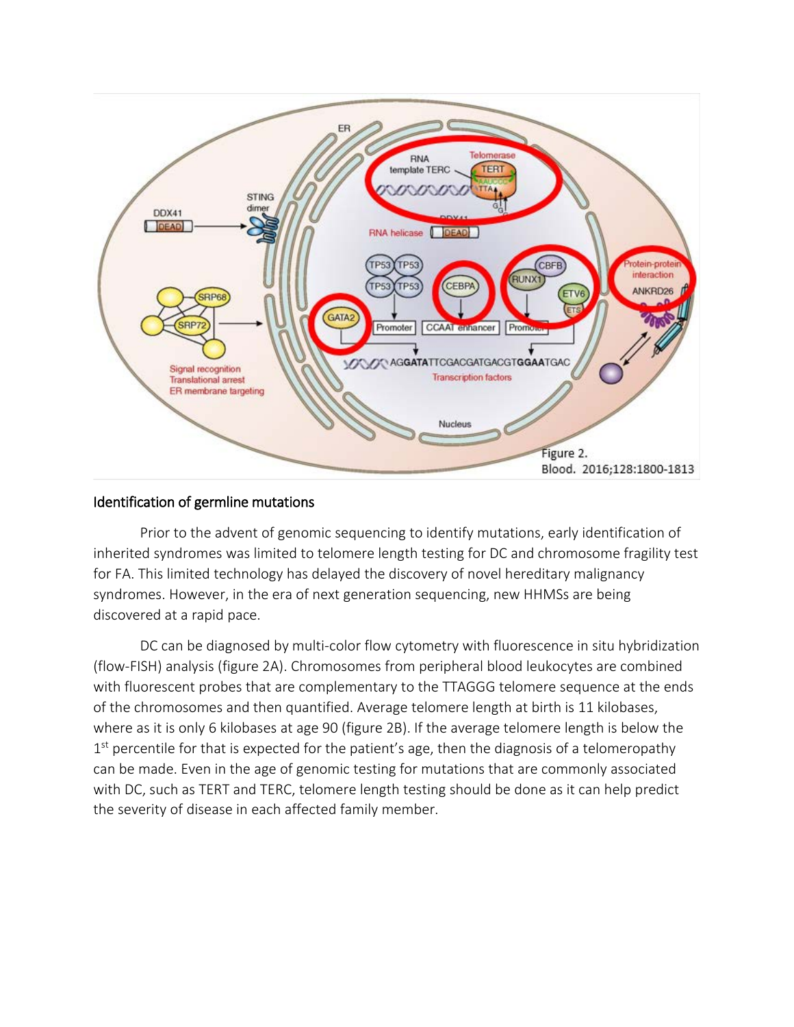Figure 2.
Blood. 2016;128:1800-1813

## Identification of germline mutations

Prior to the advent of genomic sequencing to identify mutations, early identification of inherited syndromes was limited to telomere length testing for DC and chromosome fragility test for FA. This limited technology has delayed the discovery of novel hereditary malignancy syndromes. However, in the era of next generation sequencing, new HHMSs are being discovered at a rapid pace.

DC can be diagnosed by multi-color flow cytometry with fluorescence in situ hybridization (flow-FISH) analysis (figure 2A). Chromosomes from peripheral blood leukocytes are combined with fluorescent probes that are complementary to the TTAGGG telomere sequence at the ends of the chromosomes and then quantified. Average telomere length at birth is 11 kilobases, where as it is only 6 kilobases at age 90 (figure 2B). If the average telomere length is below the 1st percentile for that is expected for the patient's age, then the diagnosis of a telomeropathy can be made. Even in the age of genomic testing for mutations that are commonly associated with DC, such as TERT and TERC, telomere length testing should be done as it can help predict the severity of disease in each affected family member.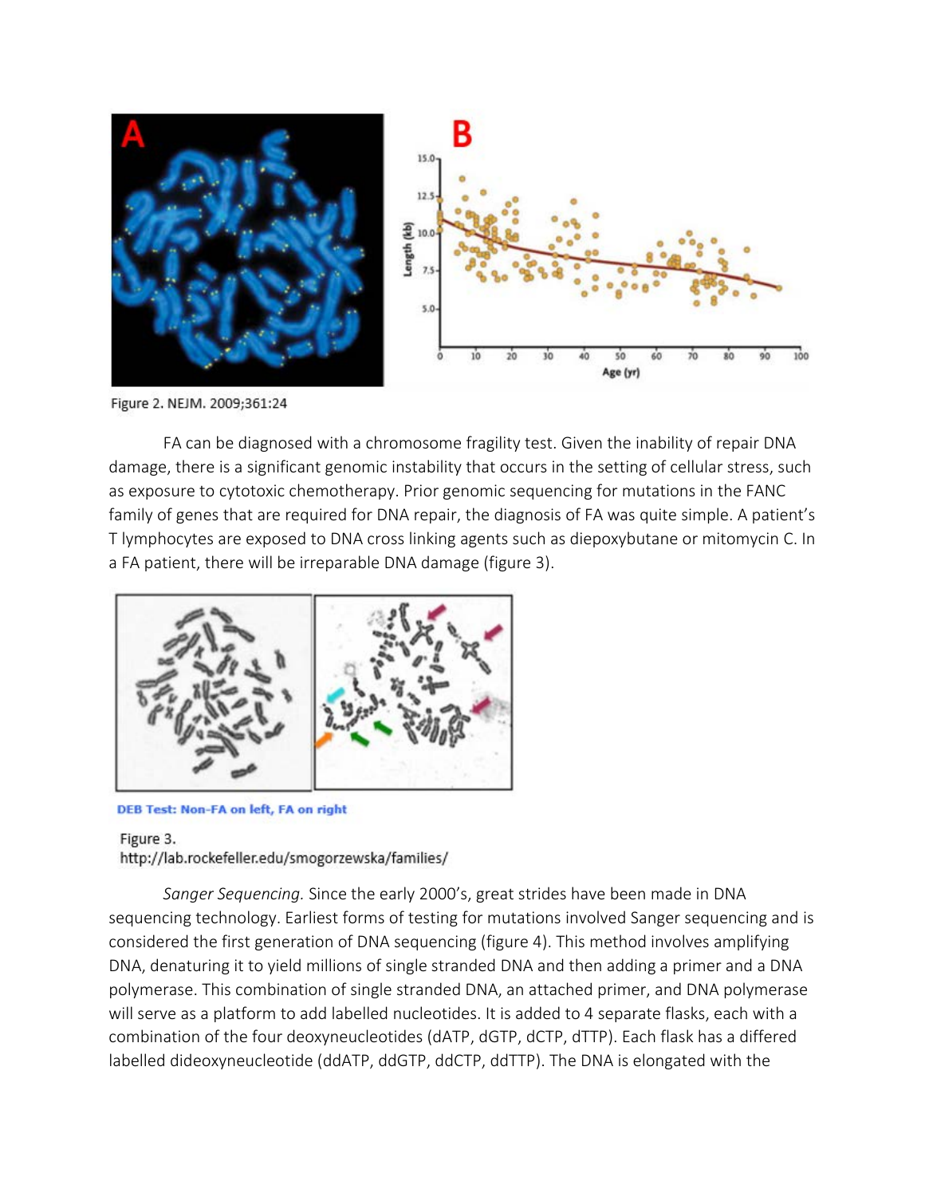Figure 2. NEJM. 2009;361:24

FA can be diagnosed with a chromosome fragility test. Given the inability of repair DNA damage, there is a significant genomic instability that occurs in the setting of cellular stress, such as exposure to cytotoxic chemotherapy. Prior genomic sequencing for mutations in the FANC family of genes that are required for DNA repair, the diagnosis of FA was quite simple. A patient's T lymphocytes are exposed to DNA cross linking agents such as diepoxybutane or mitomycin C. In a FA patient, there will be irreparable DNA damage (figure 3).

DEB Test: Non-FA on left, FA on right

Figure 3.
http://lab.rockefeller.edu/smogorzewska/families/

*Sanger Sequencing.* Since the early 2000's, great strides have been made in DNA sequencing technology. Earliest forms of testing for mutations involved Sanger sequencing and is considered the first generation of DNA sequencing (figure 4). This method involves amplifying DNA, denaturing it to yield millions of single stranded DNA and then adding a primer and a DNA polymerase. This combination of single stranded DNA, an attached primer, and DNA polymerase will serve as a platform to add labelled nucleotides. It is added to 4 separate flasks, each with a combination of the four deoxyneucleotides (dATP, dGTP, dCTP, dTTP). Each flask has a differed labelled dideoxyneucleotide (ddATP, ddGTP, ddCTP, ddTTP). The DNA is elongated with the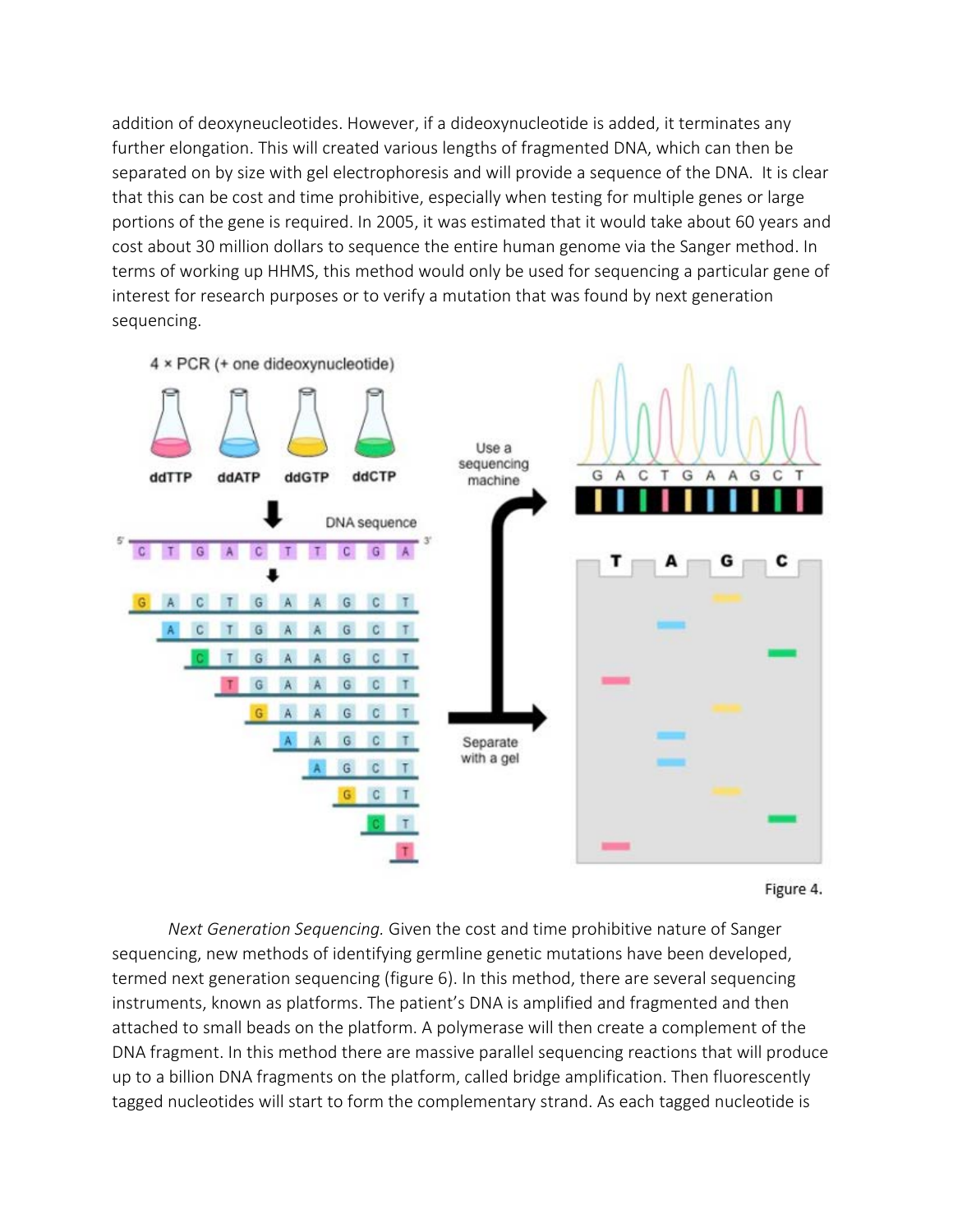addition of deoxyneucleotides. However, if a dideoxynucleotide is added, it terminates any further elongation. This will created various lengths of fragmented DNA, which can then be separated on by size with gel electrophoresis and will provide a sequence of the DNA. It is clear that this can be cost and time prohibitive, especially when testing for multiple genes or large portions of the gene is required. In 2005, it was estimated that it would take about 60 years and cost about 30 million dollars to sequence the entire human genome via the Sanger method. In terms of working up HHMS, this method would only be used for sequencing a particular gene of interest for research purposes or to verify a mutation that was found by next generation sequencing.

Figure 4.

*Next Generation Sequencing.* Given the cost and time prohibitive nature of Sanger sequencing, new methods of identifying germline genetic mutations have been developed, termed next generation sequencing (figure 6). In this method, there are several sequencing instruments, known as platforms. The patient's DNA is amplified and fragmented and then attached to small beads on the platform. A polymerase will then create a complement of the DNA fragment. In this method there are massive parallel sequencing reactions that will produce up to a billion DNA fragments on the platform, called bridge amplification. Then fluorescently tagged nucleotides will start to form the complementary strand. As each tagged nucleotide is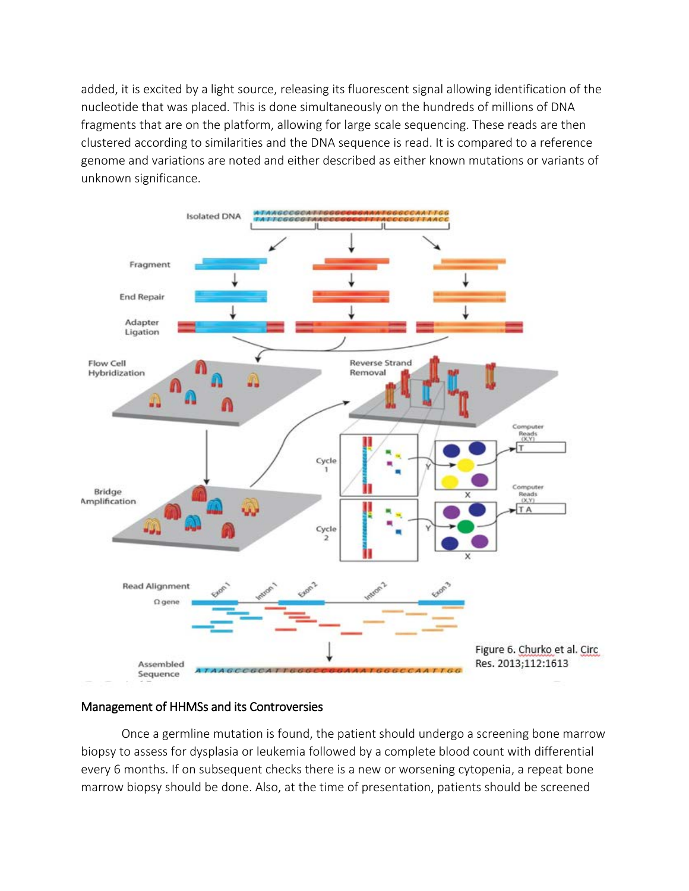added, it is excited by a light source, releasing its fluorescent signal allowing identification of the nucleotide that was placed. This is done simultaneously on the hundreds of millions of DNA fragments that are on the platform, allowing for large scale sequencing. These reads are then clustered according to similarities and the DNA sequence is read. It is compared to a reference genome and variations are noted and either described as either known mutations or variants of unknown significance.

Figure 6. Churko et al. Circ Res. 2013;112:1613

## Management of HHMSs and its Controversies

Once a germline mutation is found, the patient should undergo a screening bone marrow biopsy to assess for dysplasia or leukemia followed by a complete blood count with differential every 6 months. If on subsequent checks there is a new or worsening cytopenia, a repeat bone marrow biopsy should be done. Also, at the time of presentation, patients should be screened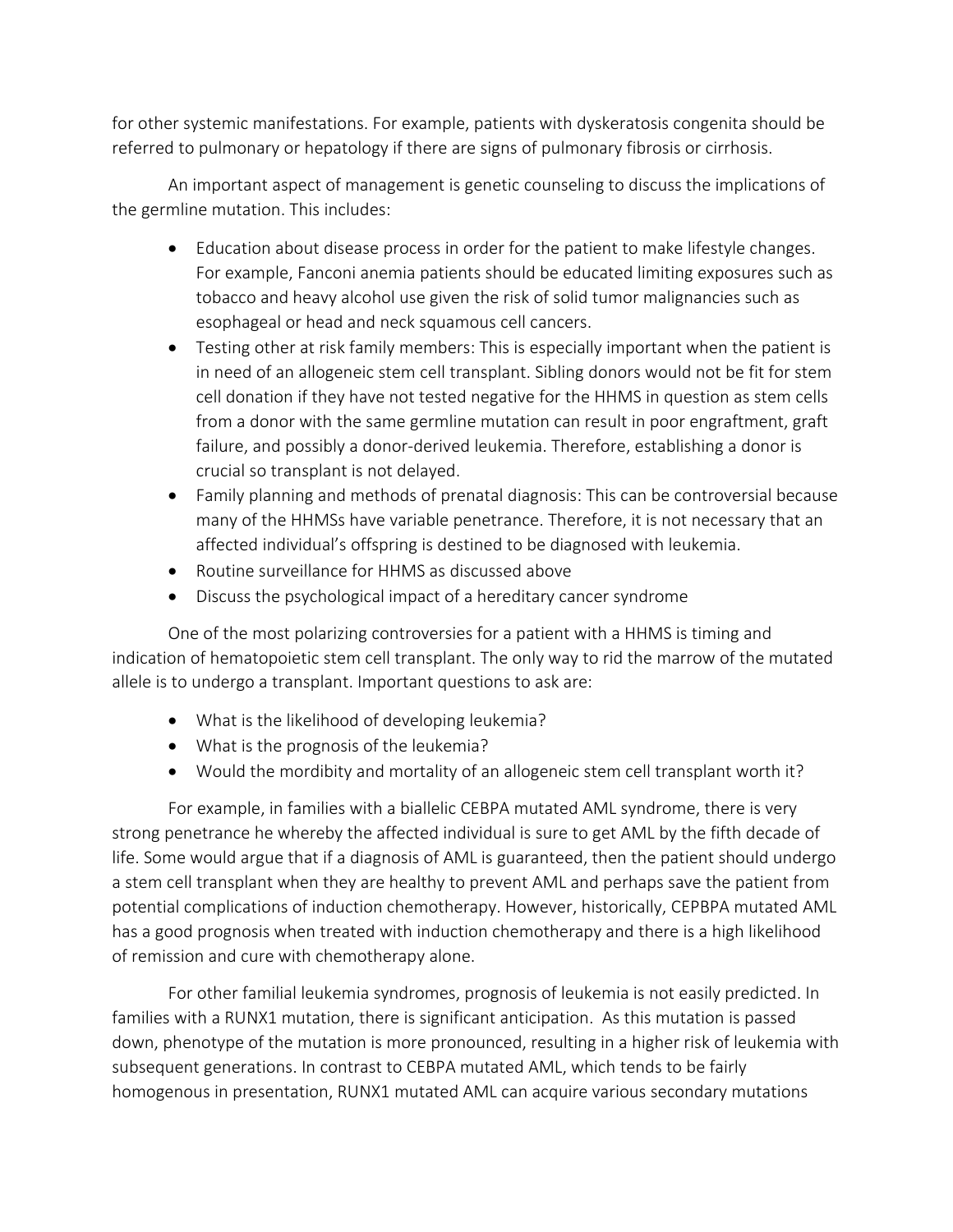for other systemic manifestations. For example, patients with dyskeratosis congenita should be referred to pulmonary or hepatology if there are signs of pulmonary fibrosis or cirrhosis.

An important aspect of management is genetic counseling to discuss the implications of the germline mutation. This includes:

- Education about disease process in order for the patient to make lifestyle changes. For example, Fanconi anemia patients should be educated limiting exposures such as tobacco and heavy alcohol use given the risk of solid tumor malignancies such as esophageal or head and neck squamous cell cancers.
- Testing other at risk family members: This is especially important when the patient is in need of an allogeneic stem cell transplant. Sibling donors would not be fit for stem cell donation if they have not tested negative for the HHMS in question as stem cells from a donor with the same germline mutation can result in poor engraftment, graft failure, and possibly a donor-derived leukemia. Therefore, establishing a donor is crucial so transplant is not delayed.
- Family planning and methods of prenatal diagnosis: This can be controversial because many of the HHMSs have variable penetrance. Therefore, it is not necessary that an affected individual's offspring is destined to be diagnosed with leukemia.
- Routine surveillance for HHMS as discussed above
- Discuss the psychological impact of a hereditary cancer syndrome

One of the most polarizing controversies for a patient with a HHMS is timing and indication of hematopoietic stem cell transplant. The only way to rid the marrow of the mutated allele is to undergo a transplant. Important questions to ask are:

- What is the likelihood of developing leukemia?
- What is the prognosis of the leukemia?
- Would the mordibity and mortality of an allogeneic stem cell transplant worth it?

For example, in families with a biallelic CEBPA mutated AML syndrome, there is very strong penetrance he whereby the affected individual is sure to get AML by the fifth decade of life. Some would argue that if a diagnosis of AML is guaranteed, then the patient should undergo a stem cell transplant when they are healthy to prevent AML and perhaps save the patient from potential complications of induction chemotherapy. However, historically, CEPBPA mutated AML has a good prognosis when treated with induction chemotherapy and there is a high likelihood of remission and cure with chemotherapy alone.

For other familial leukemia syndromes, prognosis of leukemia is not easily predicted. In families with a RUNX1 mutation, there is significant anticipation. As this mutation is passed down, phenotype of the mutation is more pronounced, resulting in a higher risk of leukemia with subsequent generations. In contrast to CEBPA mutated AML, which tends to be fairly homogenous in presentation, RUNX1 mutated AML can acquire various secondary mutations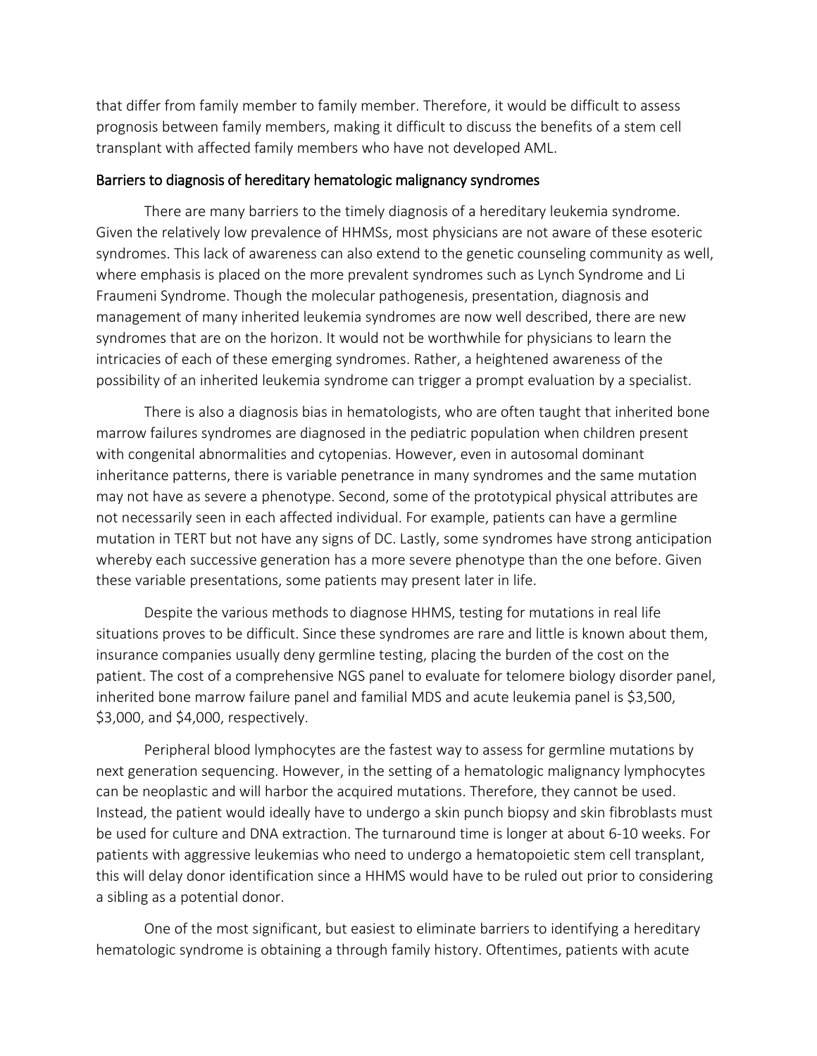that differ from family member to family member. Therefore, it would be difficult to assess prognosis between family members, making it difficult to discuss the benefits of a stem cell transplant with affected family members who have not developed AML.

## Barriers to diagnosis of hereditary hematologic malignancy syndromes

There are many barriers to the timely diagnosis of a hereditary leukemia syndrome. Given the relatively low prevalence of HHMSs, most physicians are not aware of these esoteric syndromes. This lack of awareness can also extend to the genetic counseling community as well, where emphasis is placed on the more prevalent syndromes such as Lynch Syndrome and Li Fraumeni Syndrome. Though the molecular pathogenesis, presentation, diagnosis and management of many inherited leukemia syndromes are now well described, there are new syndromes that are on the horizon. It would not be worthwhile for physicians to learn the intricacies of each of these emerging syndromes. Rather, a heightened awareness of the possibility of an inherited leukemia syndrome can trigger a prompt evaluation by a specialist.

There is also a diagnosis bias in hematologists, who are often taught that inherited bone marrow failures syndromes are diagnosed in the pediatric population when children present with congenital abnormalities and cytopenias. However, even in autosomal dominant inheritance patterns, there is variable penetrance in many syndromes and the same mutation may not have as severe a phenotype. Second, some of the prototypical physical attributes are not necessarily seen in each affected individual. For example, patients can have a germline mutation in TERT but not have any signs of DC. Lastly, some syndromes have strong anticipation whereby each successive generation has a more severe phenotype than the one before. Given these variable presentations, some patients may present later in life.

Despite the various methods to diagnose HHMS, testing for mutations in real life situations proves to be difficult. Since these syndromes are rare and little is known about them, insurance companies usually deny germline testing, placing the burden of the cost on the patient. The cost of a comprehensive NGS panel to evaluate for telomere biology disorder panel, inherited bone marrow failure panel and familial MDS and acute leukemia panel is $3,500, $3,000, and $4,000, respectively.

Peripheral blood lymphocytes are the fastest way to assess for germline mutations by next generation sequencing. However, in the setting of a hematologic malignancy lymphocytes can be neoplastic and will harbor the acquired mutations. Therefore, they cannot be used. Instead, the patient would ideally have to undergo a skin punch biopsy and skin fibroblasts must be used for culture and DNA extraction. The turnaround time is longer at about 6-10 weeks. For patients with aggressive leukemias who need to undergo a hematopoietic stem cell transplant, this will delay donor identification since a HHMS would have to be ruled out prior to considering a sibling as a potential donor.

One of the most significant, but easiest to eliminate barriers to identifying a hereditary hematologic syndrome is obtaining a through family history. Oftentimes, patients with acute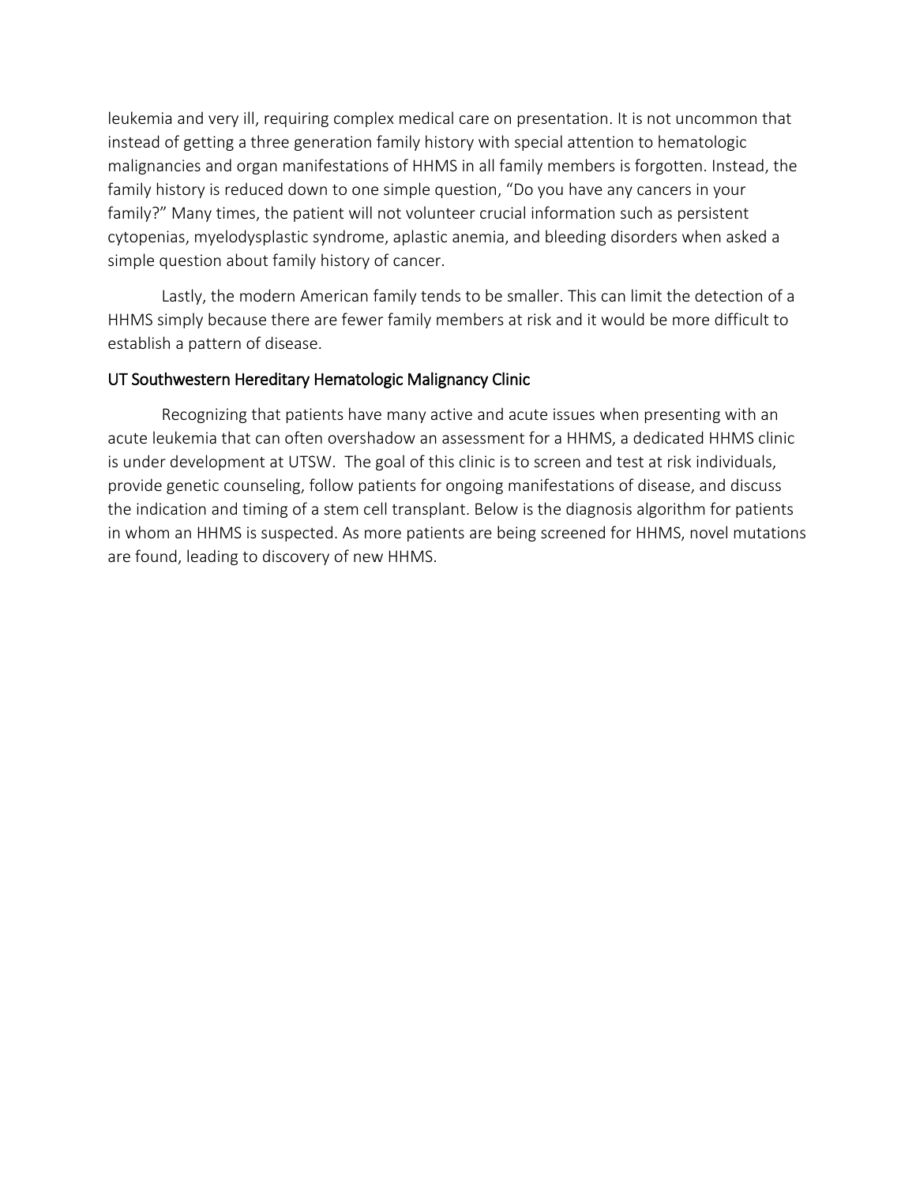leukemia and very ill, requiring complex medical care on presentation. It is not uncommon that instead of getting a three generation family history with special attention to hematologic malignancies and organ manifestations of HHMS in all family members is forgotten. Instead, the family history is reduced down to one simple question, “Do you have any cancers in your family?” Many times, the patient will not volunteer crucial information such as persistent cytopenias, myelodysplastic syndrome, aplastic anemia, and bleeding disorders when asked a simple question about family history of cancer.

Lastly, the modern American family tends to be smaller. This can limit the detection of a HHMS simply because there are fewer family members at risk and it would be more difficult to establish a pattern of disease.

### UT Southwestern Hereditary Hematologic Malignancy Clinic

Recognizing that patients have many active and acute issues when presenting with an acute leukemia that can often overshadow an assessment for a HHMS, a dedicated HHMS clinic is under development at UTSW. The goal of this clinic is to screen and test at risk individuals, provide genetic counseling, follow patients for ongoing manifestations of disease, and discuss the indication and timing of a stem cell transplant. Below is the diagnosis algorithm for patients in whom an HHMS is suspected. As more patients are being screened for HHMS, novel mutations are found, leading to discovery of new HHMS.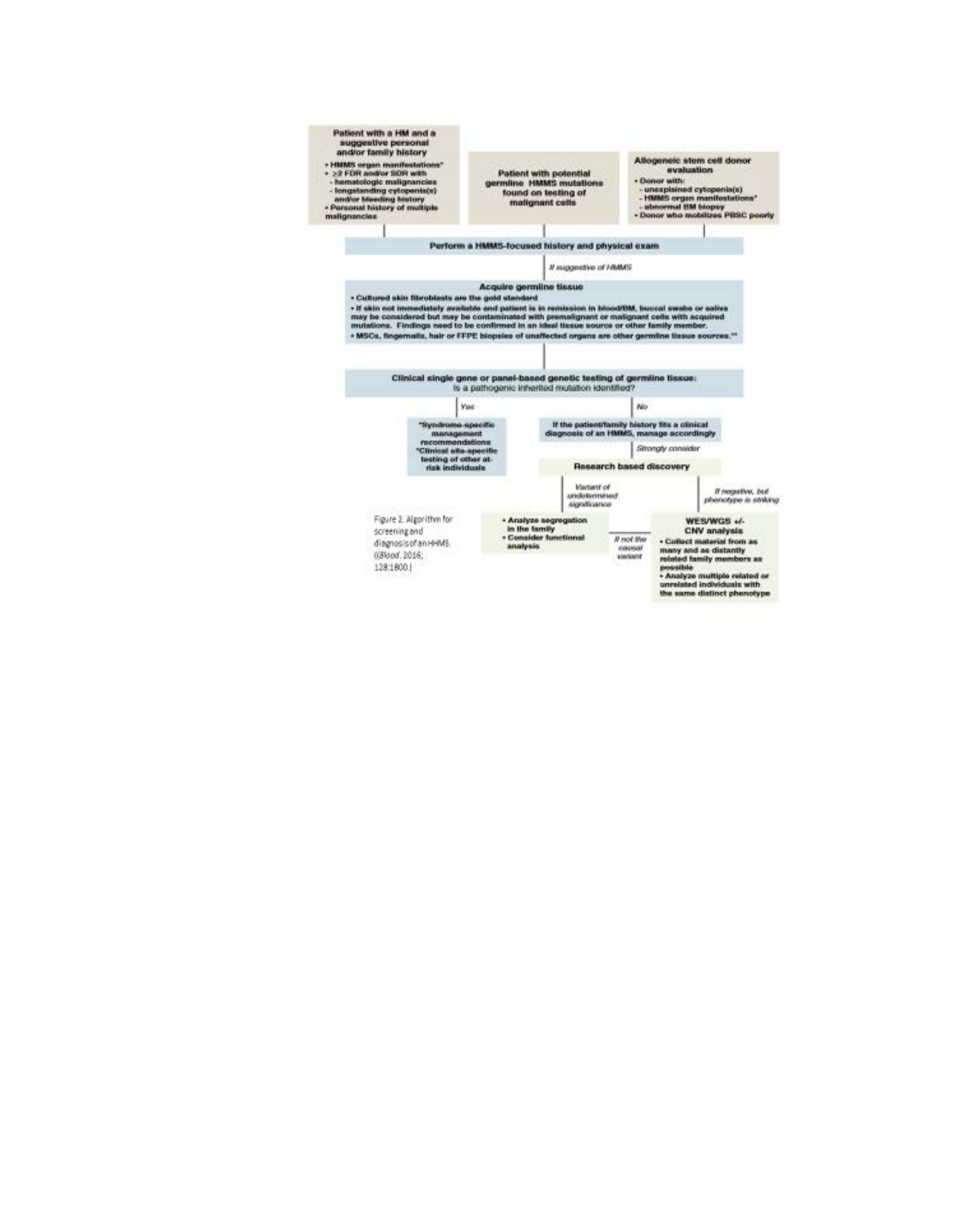**Patient with a HM and a suggestive personal and/or family history**

- HMMS organ manifestations*
- ≥2 FDR and/or SDR with
  - hematologic malignancies
  - longstanding cytopenia(s) and/or bleeding history
- Personal history of multiple malignancies

**Patient with potential germline HMMS mutations found on testing of malignant cells**

**Allogeneic stem cell donor evaluation**

- Donor with:
  - unexplained cytopenia(s)
  - HMMS organ manifestations*
  - abnormal BM biopsy
- Donor who mobilizes PBSC poorly

**Perform a HMMS-focused history and physical exam**

*If suggestive of HMMS*

**Acquire germline tissue**

- Cultured skin fibroblasts are the gold standard
- If skin not immediately available and patient is in remission in blood/BM, buccal swabs or saliva may be considered but may be contaminated with premalignant or malignant cells with acquired mutations. Findings need to be confirmed in an ideal tissue source or other family member.
- MSCs, fingernails, hair or FFPE biopsies of unaffected organs are other germline tissue sources.**

**Clinical single gene or panel-based genetic testing of germline tissue:**
Is a pathogenic inherited mutation identified?

*Yes*

- *Syndrome-specific management recommendations
- *Clinical site-specific testing of other at-risk individuals

*No*

**If the patient/family history fits a clinical diagnosis of an HMMS, manage accordingly**

*Strongly consider*

**Research based discovery**

*Variant of undetermined significance*

- Analyze segregation in the family
- Consider functional analysis

*If not the causal variant*

*If negative, but phenotype is striking*

**WES/WGS +/- CNV analysis**

- Collect material from as many and as distantly related family members as possible
- Analyze multiple related or unrelated individuals with the same distinct phenotype

Figure 2. Algorithm for screening and diagnosis of an HMMS. ((Blood. 2016; 128:1800.)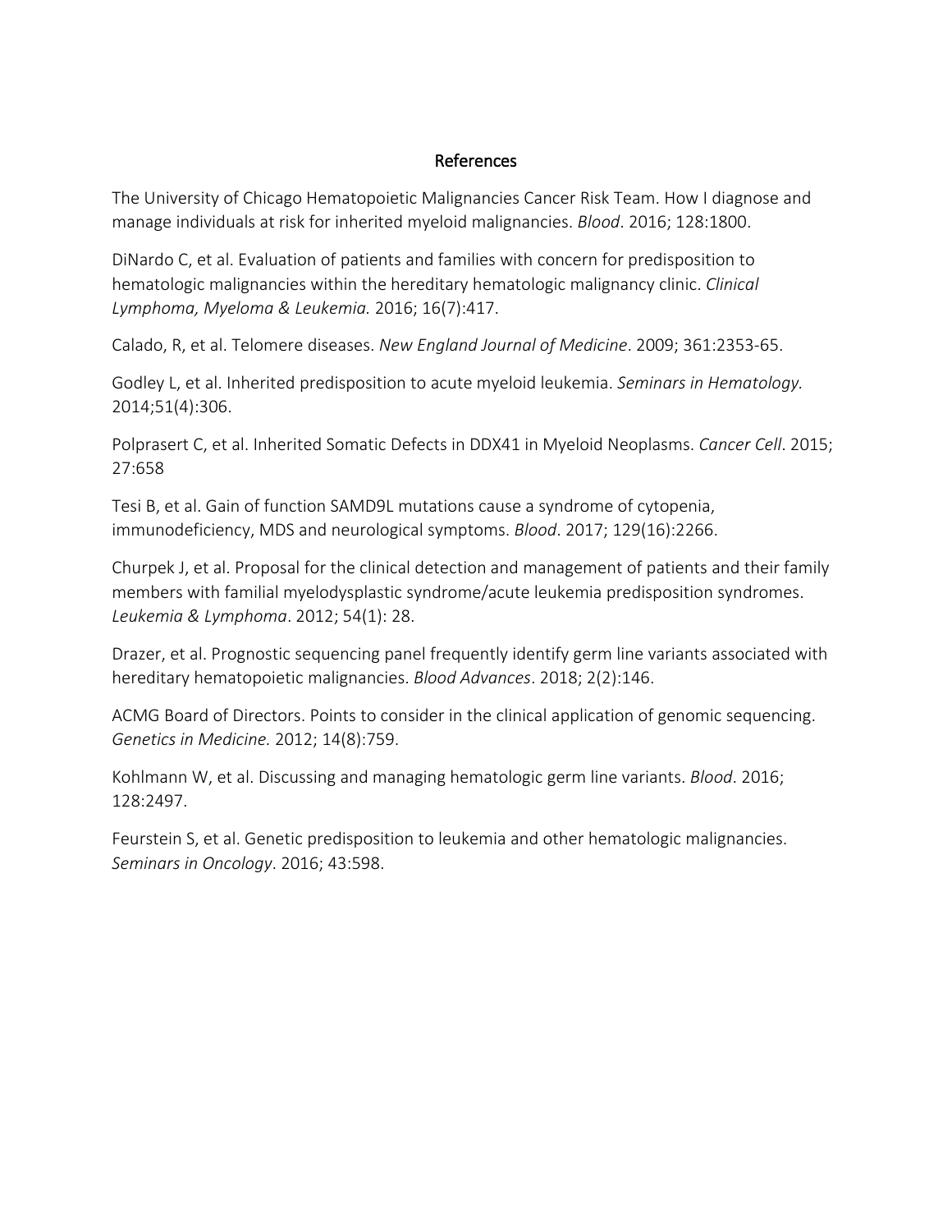## References

The University of Chicago Hematopoietic Malignancies Cancer Risk Team. How I diagnose and manage individuals at risk for inherited myeloid malignancies. *Blood*. 2016; 128:1800.

DiNardo C, et al. Evaluation of patients and families with concern for predisposition to hematologic malignancies within the hereditary hematologic malignancy clinic. *Clinical Lymphoma, Myeloma & Leukemia.* 2016; 16(7):417.

Calado, R, et al. Telomere diseases. *New England Journal of Medicine*. 2009; 361:2353-65.

Godley L, et al. Inherited predisposition to acute myeloid leukemia. *Seminars in Hematology.* 2014;51(4):306.

Polprasert C, et al. Inherited Somatic Defects in DDX41 in Myeloid Neoplasms. *Cancer Cell*. 2015; 27:658

Tesi B, et al. Gain of function SAMD9L mutations cause a syndrome of cytopenia, immunodeficiency, MDS and neurological symptoms. *Blood*. 2017; 129(16):2266.

Churpek J, et al. Proposal for the clinical detection and management of patients and their family members with familial myelodysplastic syndrome/acute leukemia predisposition syndromes. *Leukemia & Lymphoma*. 2012; 54(1): 28.

Drazer, et al. Prognostic sequencing panel frequently identify germ line variants associated with hereditary hematopoietic malignancies. *Blood Advances*. 2018; 2(2):146.

ACMG Board of Directors. Points to consider in the clinical application of genomic sequencing. *Genetics in Medicine.* 2012; 14(8):759.

Kohlmann W, et al. Discussing and managing hematologic germ line variants. *Blood*. 2016; 128:2497.

Feurstein S, et al. Genetic predisposition to leukemia and other hematologic malignancies. *Seminars in Oncology*. 2016; 43:598.